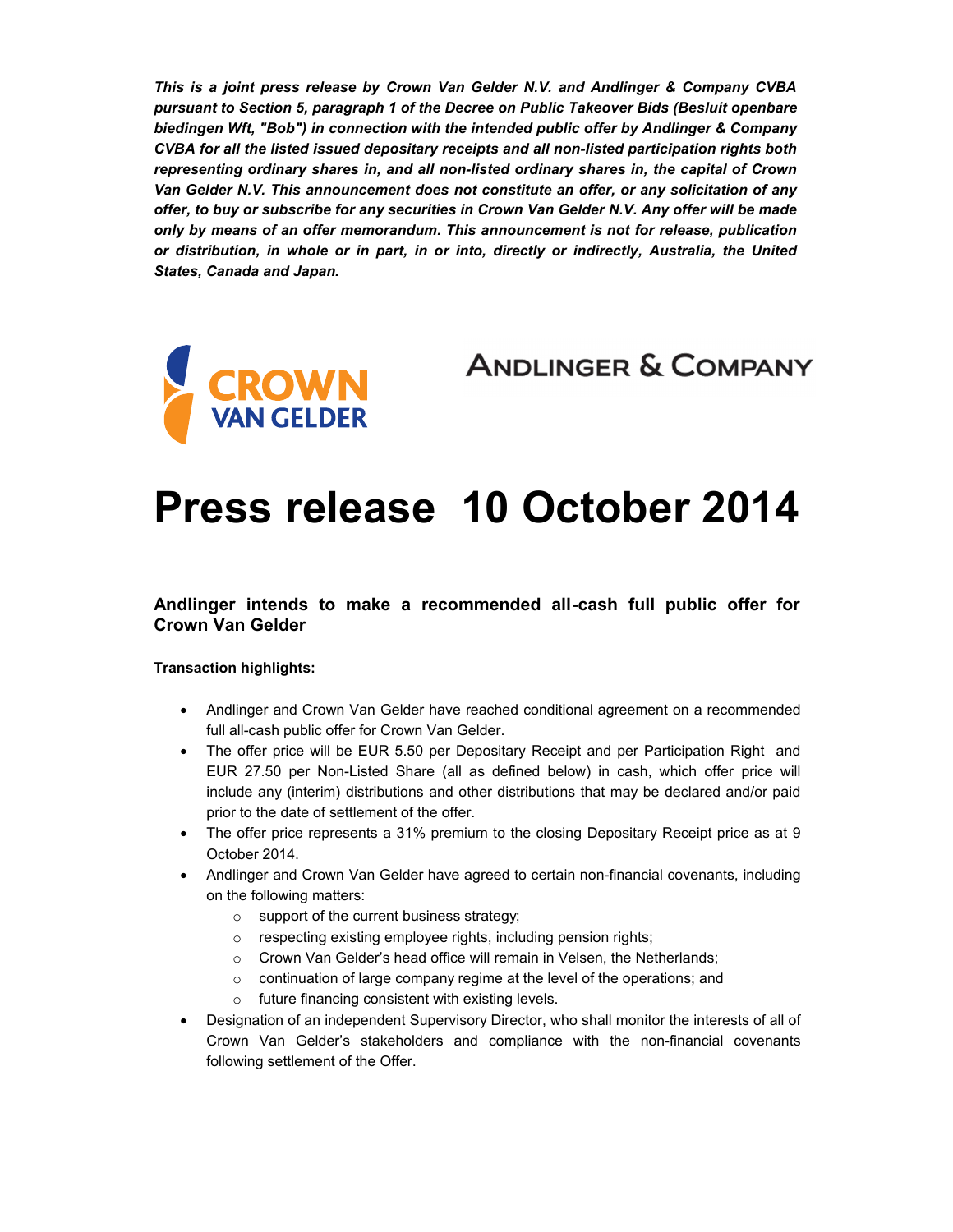***This is a joint press release by Crown Van Gelder N.V. and Andlinger & Company CVBA pursuant to Section 5, paragraph 1 of the Decree on Public Takeover Bids (Besluit openbare biedingen Wft, "Bob") in connection with the intended public offer by Andlinger & Company CVBA for all the listed issued depositary receipts and all non-listed participation rights both representing ordinary shares in, and all non-listed ordinary shares in, the capital of Crown Van Gelder N.V. This announcement does not constitute an offer, or any solicitation of any offer, to buy or subscribe for any securities in Crown Van Gelder N.V. Any offer will be made only by means of an offer memorandum. This announcement is not for release, publication or distribution, in whole or in part, in or into, directly or indirectly, Australia, the United States, Canada and Japan.***

CROWN VAN GELDER

ANDLINGER & COMPANY

# Press release 10 October 2014

### Andlinger intends to make a recommended all-cash full public offer for Crown Van Gelder

**Transaction highlights:**

- Andlinger and Crown Van Gelder have reached conditional agreement on a recommended full all-cash public offer for Crown Van Gelder.
- The offer price will be EUR 5.50 per Depositary Receipt and per Participation Right and EUR 27.50 per Non-Listed Share (all as defined below) in cash, which offer price will include any (interim) distributions and other distributions that may be declared and/or paid prior to the date of settlement of the offer.
- The offer price represents a 31% premium to the closing Depositary Receipt price as at 9 October 2014.
- Andlinger and Crown Van Gelder have agreed to certain non-financial covenants, including on the following matters:
  - support of the current business strategy;
  - respecting existing employee rights, including pension rights;
  - Crown Van Gelder's head office will remain in Velsen, the Netherlands;
  - continuation of large company regime at the level of the operations; and
  - future financing consistent with existing levels.
- Designation of an independent Supervisory Director, who shall monitor the interests of all of Crown Van Gelder's stakeholders and compliance with the non-financial covenants following settlement of the Offer.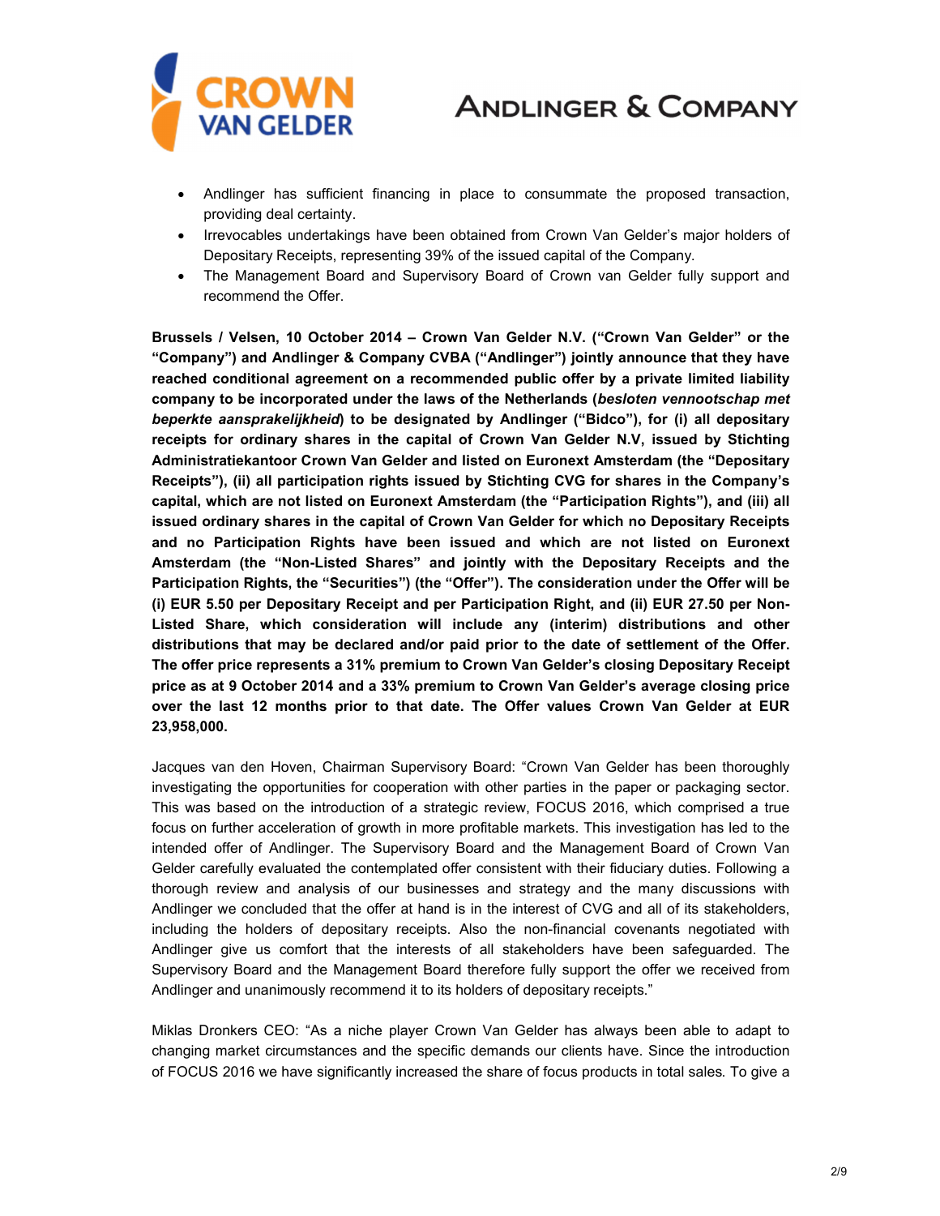- Andlinger has sufficient financing in place to consummate the proposed transaction, providing deal certainty.
- Irrevocables undertakings have been obtained from Crown Van Gelder's major holders of Depositary Receipts, representing 39% of the issued capital of the Company.
- The Management Board and Supervisory Board of Crown van Gelder fully support and recommend the Offer.

**Brussels / Velsen, 10 October 2014 – Crown Van Gelder N.V. ("Crown Van Gelder" or the "Company") and Andlinger & Company CVBA ("Andlinger") jointly announce that they have reached conditional agreement on a recommended public offer by a private limited liability company to be incorporated under the laws of the Netherlands (*besloten vennootschap met beperkte aansprakelijkheid*) to be designated by Andlinger ("Bidco"), for (i) all depositary receipts for ordinary shares in the capital of Crown Van Gelder N.V, issued by Stichting Administratiekantoor Crown Van Gelder and listed on Euronext Amsterdam (the "Depositary Receipts"), (ii) all participation rights issued by Stichting CVG for shares in the Company's capital, which are not listed on Euronext Amsterdam (the "Participation Rights"), and (iii) all issued ordinary shares in the capital of Crown Van Gelder for which no Depositary Receipts and no Participation Rights have been issued and which are not listed on Euronext Amsterdam (the "Non-Listed Shares" and jointly with the Depositary Receipts and the Participation Rights, the "Securities") (the "Offer"). The consideration under the Offer will be (i) EUR 5.50 per Depositary Receipt and per Participation Right, and (ii) EUR 27.50 per Non-Listed Share, which consideration will include any (interim) distributions and other distributions that may be declared and/or paid prior to the date of settlement of the Offer. The offer price represents a 31% premium to Crown Van Gelder's closing Depositary Receipt price as at 9 October 2014 and a 33% premium to Crown Van Gelder's average closing price over the last 12 months prior to that date. The Offer values Crown Van Gelder at EUR 23,958,000.**

Jacques van den Hoven, Chairman Supervisory Board: "Crown Van Gelder has been thoroughly investigating the opportunities for cooperation with other parties in the paper or packaging sector. This was based on the introduction of a strategic review, FOCUS 2016, which comprised a true focus on further acceleration of growth in more profitable markets. This investigation has led to the intended offer of Andlinger. The Supervisory Board and the Management Board of Crown Van Gelder carefully evaluated the contemplated offer consistent with their fiduciary duties. Following a thorough review and analysis of our businesses and strategy and the many discussions with Andlinger we concluded that the offer at hand is in the interest of CVG and all of its stakeholders, including the holders of depositary receipts. Also the non-financial covenants negotiated with Andlinger give us comfort that the interests of all stakeholders have been safeguarded. The Supervisory Board and the Management Board therefore fully support the offer we received from Andlinger and unanimously recommend it to its holders of depositary receipts."

Miklas Dronkers CEO: "As a niche player Crown Van Gelder has always been able to adapt to changing market circumstances and the specific demands our clients have. Since the introduction of FOCUS 2016 we have significantly increased the share of focus products in total sales. To give a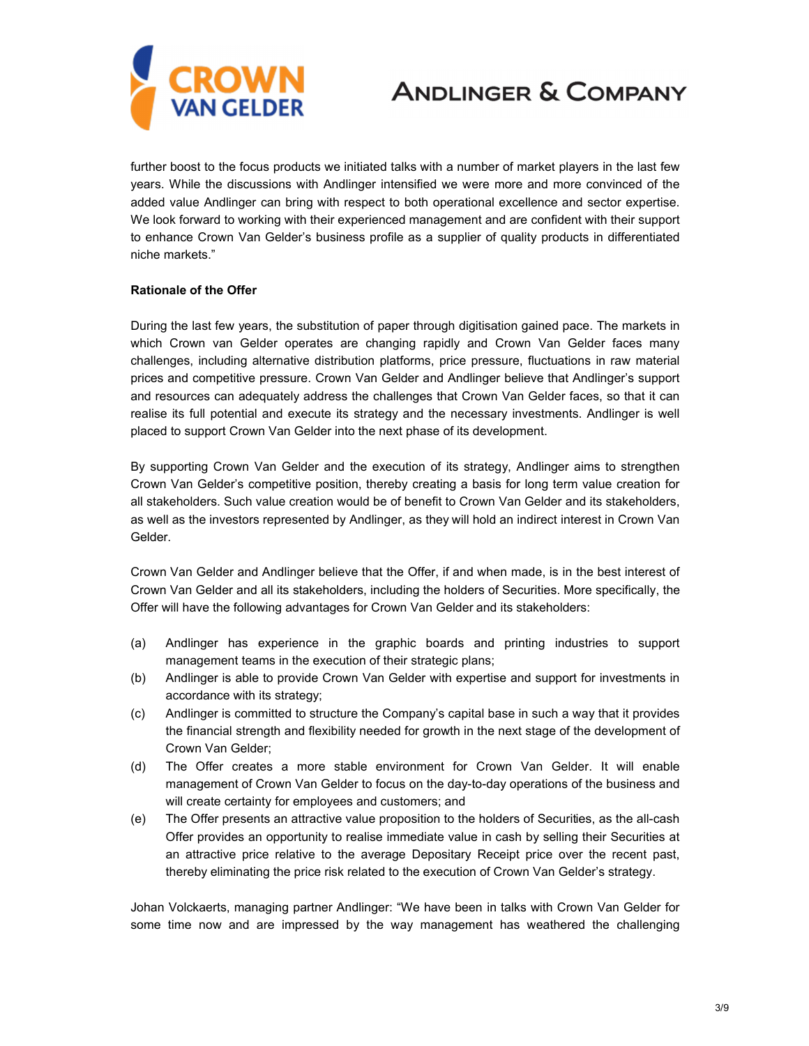further boost to the focus products we initiated talks with a number of market players in the last few years. While the discussions with Andlinger intensified we were more and more convinced of the added value Andlinger can bring with respect to both operational excellence and sector expertise. We look forward to working with their experienced management and are confident with their support to enhance Crown Van Gelder's business profile as a supplier of quality products in differentiated niche markets."

**Rationale of the Offer**

During the last few years, the substitution of paper through digitisation gained pace. The markets in which Crown van Gelder operates are changing rapidly and Crown Van Gelder faces many challenges, including alternative distribution platforms, price pressure, fluctuations in raw material prices and competitive pressure. Crown Van Gelder and Andlinger believe that Andlinger's support and resources can adequately address the challenges that Crown Van Gelder faces, so that it can realise its full potential and execute its strategy and the necessary investments. Andlinger is well placed to support Crown Van Gelder into the next phase of its development.

By supporting Crown Van Gelder and the execution of its strategy, Andlinger aims to strengthen Crown Van Gelder's competitive position, thereby creating a basis for long term value creation for all stakeholders. Such value creation would be of benefit to Crown Van Gelder and its stakeholders, as well as the investors represented by Andlinger, as they will hold an indirect interest in Crown Van Gelder.

Crown Van Gelder and Andlinger believe that the Offer, if and when made, is in the best interest of Crown Van Gelder and all its stakeholders, including the holders of Securities. More specifically, the Offer will have the following advantages for Crown Van Gelder and its stakeholders:

(a) Andlinger has experience in the graphic boards and printing industries to support management teams in the execution of their strategic plans;
(b) Andlinger is able to provide Crown Van Gelder with expertise and support for investments in accordance with its strategy;
(c) Andlinger is committed to structure the Company's capital base in such a way that it provides the financial strength and flexibility needed for growth in the next stage of the development of Crown Van Gelder;
(d) The Offer creates a more stable environment for Crown Van Gelder. It will enable management of Crown Van Gelder to focus on the day-to-day operations of the business and will create certainty for employees and customers; and
(e) The Offer presents an attractive value proposition to the holders of Securities, as the all-cash Offer provides an opportunity to realise immediate value in cash by selling their Securities at an attractive price relative to the average Depositary Receipt price over the recent past, thereby eliminating the price risk related to the execution of Crown Van Gelder's strategy.

Johan Volckaerts, managing partner Andlinger: "We have been in talks with Crown Van Gelder for some time now and are impressed by the way management has weathered the challenging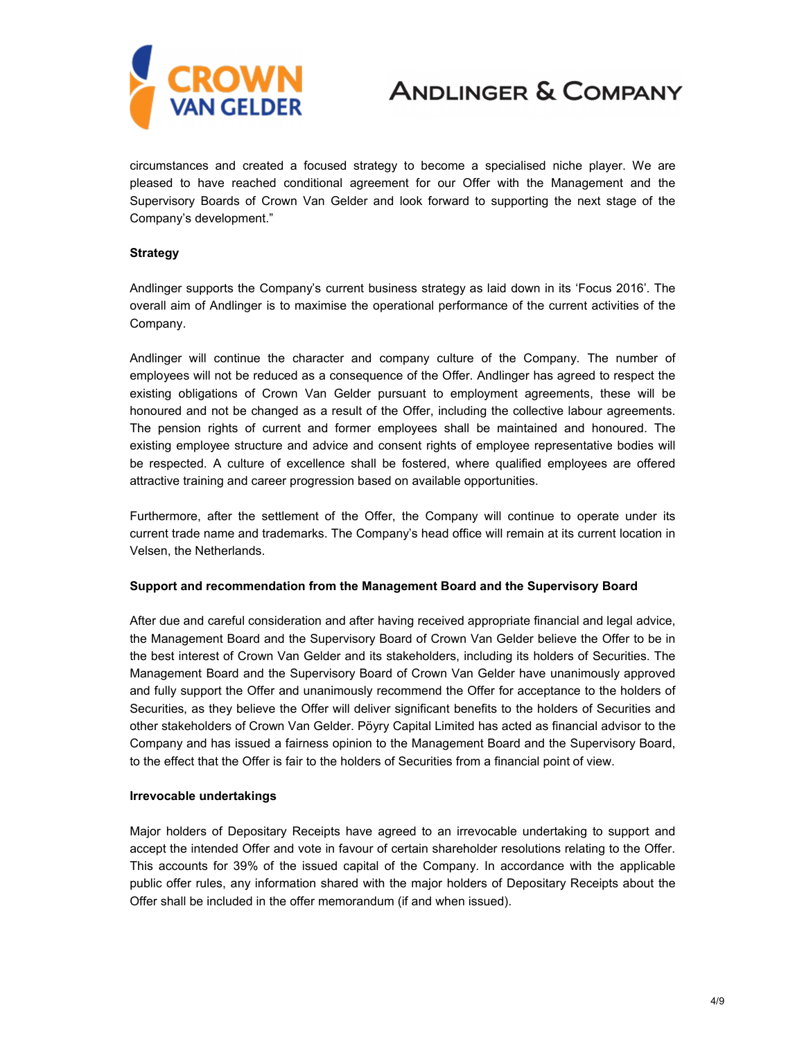circumstances and created a focused strategy to become a specialised niche player. We are pleased to have reached conditional agreement for our Offer with the Management and the Supervisory Boards of Crown Van Gelder and look forward to supporting the next stage of the Company's development."

**Strategy**

Andlinger supports the Company's current business strategy as laid down in its 'Focus 2016'. The overall aim of Andlinger is to maximise the operational performance of the current activities of the Company.

Andlinger will continue the character and company culture of the Company. The number of employees will not be reduced as a consequence of the Offer. Andlinger has agreed to respect the existing obligations of Crown Van Gelder pursuant to employment agreements, these will be honoured and not be changed as a result of the Offer, including the collective labour agreements. The pension rights of current and former employees shall be maintained and honoured. The existing employee structure and advice and consent rights of employee representative bodies will be respected. A culture of excellence shall be fostered, where qualified employees are offered attractive training and career progression based on available opportunities.

Furthermore, after the settlement of the Offer, the Company will continue to operate under its current trade name and trademarks. The Company's head office will remain at its current location in Velsen, the Netherlands.

**Support and recommendation from the Management Board and the Supervisory Board**

After due and careful consideration and after having received appropriate financial and legal advice, the Management Board and the Supervisory Board of Crown Van Gelder believe the Offer to be in the best interest of Crown Van Gelder and its stakeholders, including its holders of Securities. The Management Board and the Supervisory Board of Crown Van Gelder have unanimously approved and fully support the Offer and unanimously recommend the Offer for acceptance to the holders of Securities, as they believe the Offer will deliver significant benefits to the holders of Securities and other stakeholders of Crown Van Gelder. Pöyry Capital Limited has acted as financial advisor to the Company and has issued a fairness opinion to the Management Board and the Supervisory Board, to the effect that the Offer is fair to the holders of Securities from a financial point of view.

**Irrevocable undertakings**

Major holders of Depositary Receipts have agreed to an irrevocable undertaking to support and accept the intended Offer and vote in favour of certain shareholder resolutions relating to the Offer. This accounts for 39% of the issued capital of the Company. In accordance with the applicable public offer rules, any information shared with the major holders of Depositary Receipts about the Offer shall be included in the offer memorandum (if and when issued).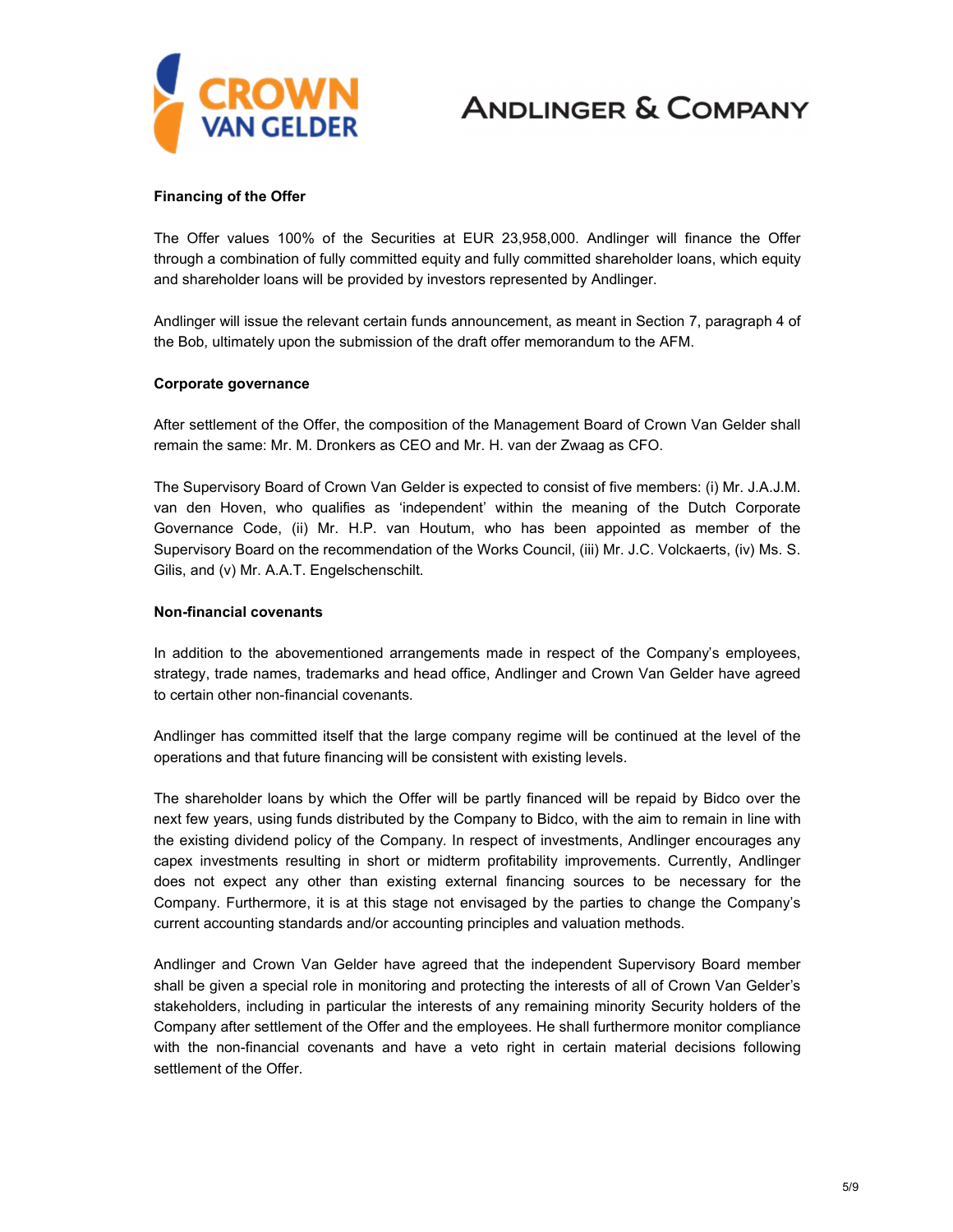**Financing of the Offer**

The Offer values 100% of the Securities at EUR 23,958,000. Andlinger will finance the Offer through a combination of fully committed equity and fully committed shareholder loans, which equity and shareholder loans will be provided by investors represented by Andlinger.

Andlinger will issue the relevant certain funds announcement, as meant in Section 7, paragraph 4 of the Bob, ultimately upon the submission of the draft offer memorandum to the AFM.

**Corporate governance**

After settlement of the Offer, the composition of the Management Board of Crown Van Gelder shall remain the same: Mr. M. Dronkers as CEO and Mr. H. van der Zwaag as CFO.

The Supervisory Board of Crown Van Gelder is expected to consist of five members: (i) Mr. J.A.J.M. van den Hoven, who qualifies as 'independent' within the meaning of the Dutch Corporate Governance Code, (ii) Mr. H.P. van Houtum, who has been appointed as member of the Supervisory Board on the recommendation of the Works Council, (iii) Mr. J.C. Volckaerts, (iv) Ms. S. Gilis, and (v) Mr. A.A.T. Engelschenschilt.

**Non-financial covenants**

In addition to the abovementioned arrangements made in respect of the Company's employees, strategy, trade names, trademarks and head office, Andlinger and Crown Van Gelder have agreed to certain other non-financial covenants.

Andlinger has committed itself that the large company regime will be continued at the level of the operations and that future financing will be consistent with existing levels.

The shareholder loans by which the Offer will be partly financed will be repaid by Bidco over the next few years, using funds distributed by the Company to Bidco, with the aim to remain in line with the existing dividend policy of the Company. In respect of investments, Andlinger encourages any capex investments resulting in short or midterm profitability improvements. Currently, Andlinger does not expect any other than existing external financing sources to be necessary for the Company. Furthermore, it is at this stage not envisaged by the parties to change the Company's current accounting standards and/or accounting principles and valuation methods.

Andlinger and Crown Van Gelder have agreed that the independent Supervisory Board member shall be given a special role in monitoring and protecting the interests of all of Crown Van Gelder's stakeholders, including in particular the interests of any remaining minority Security holders of the Company after settlement of the Offer and the employees. He shall furthermore monitor compliance with the non-financial covenants and have a veto right in certain material decisions following settlement of the Offer.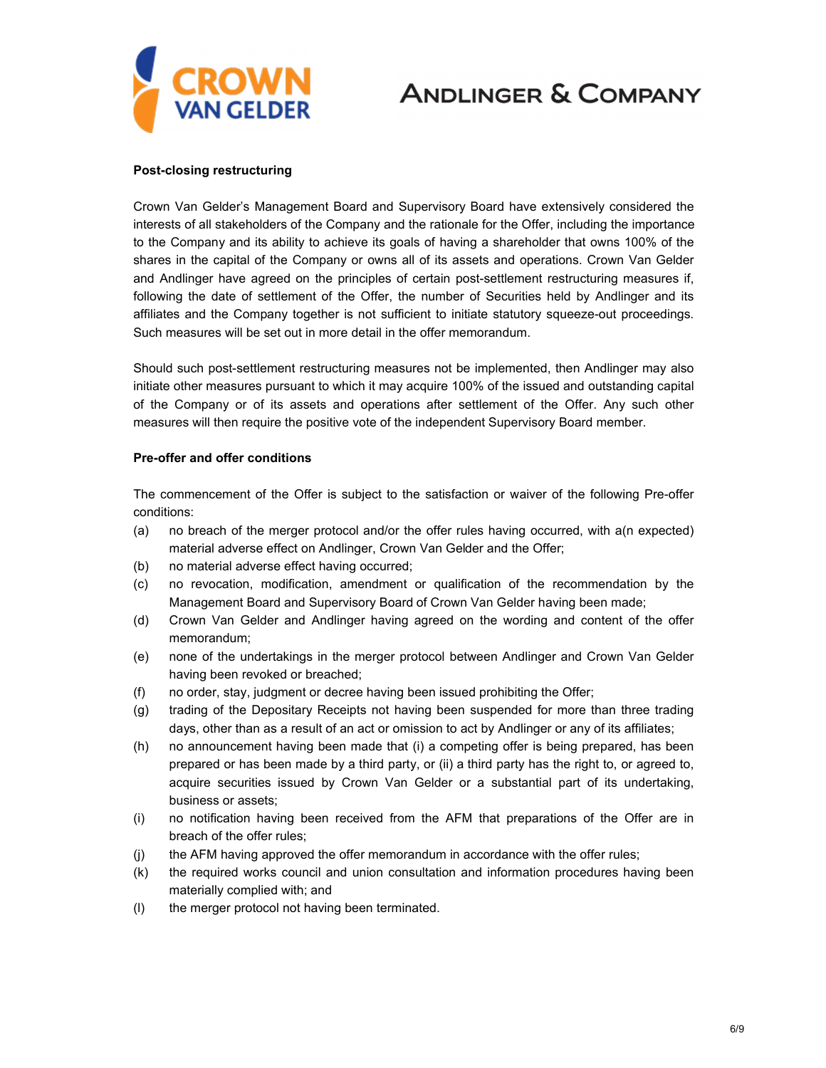**Post-closing restructuring**

Crown Van Gelder's Management Board and Supervisory Board have extensively considered the interests of all stakeholders of the Company and the rationale for the Offer, including the importance to the Company and its ability to achieve its goals of having a shareholder that owns 100% of the shares in the capital of the Company or owns all of its assets and operations. Crown Van Gelder and Andlinger have agreed on the principles of certain post-settlement restructuring measures if, following the date of settlement of the Offer, the number of Securities held by Andlinger and its affiliates and the Company together is not sufficient to initiate statutory squeeze-out proceedings. Such measures will be set out in more detail in the offer memorandum.

Should such post-settlement restructuring measures not be implemented, then Andlinger may also initiate other measures pursuant to which it may acquire 100% of the issued and outstanding capital of the Company or of its assets and operations after settlement of the Offer. Any such other measures will then require the positive vote of the independent Supervisory Board member.

**Pre-offer and offer conditions**

The commencement of the Offer is subject to the satisfaction or waiver of the following Pre-offer conditions:

(a) no breach of the merger protocol and/or the offer rules having occurred, with a(n expected) material adverse effect on Andlinger, Crown Van Gelder and the Offer;

(b) no material adverse effect having occurred;

(c) no revocation, modification, amendment or qualification of the recommendation by the Management Board and Supervisory Board of Crown Van Gelder having been made;

(d) Crown Van Gelder and Andlinger having agreed on the wording and content of the offer memorandum;

(e) none of the undertakings in the merger protocol between Andlinger and Crown Van Gelder having been revoked or breached;

(f) no order, stay, judgment or decree having been issued prohibiting the Offer;

(g) trading of the Depositary Receipts not having been suspended for more than three trading days, other than as a result of an act or omission to act by Andlinger or any of its affiliates;

(h) no announcement having been made that (i) a competing offer is being prepared, has been prepared or has been made by a third party, or (ii) a third party has the right to, or agreed to, acquire securities issued by Crown Van Gelder or a substantial part of its undertaking, business or assets;

(i) no notification having been received from the AFM that preparations of the Offer are in breach of the offer rules;

(j) the AFM having approved the offer memorandum in accordance with the offer rules;

(k) the required works council and union consultation and information procedures having been materially complied with; and

(l) the merger protocol not having been terminated.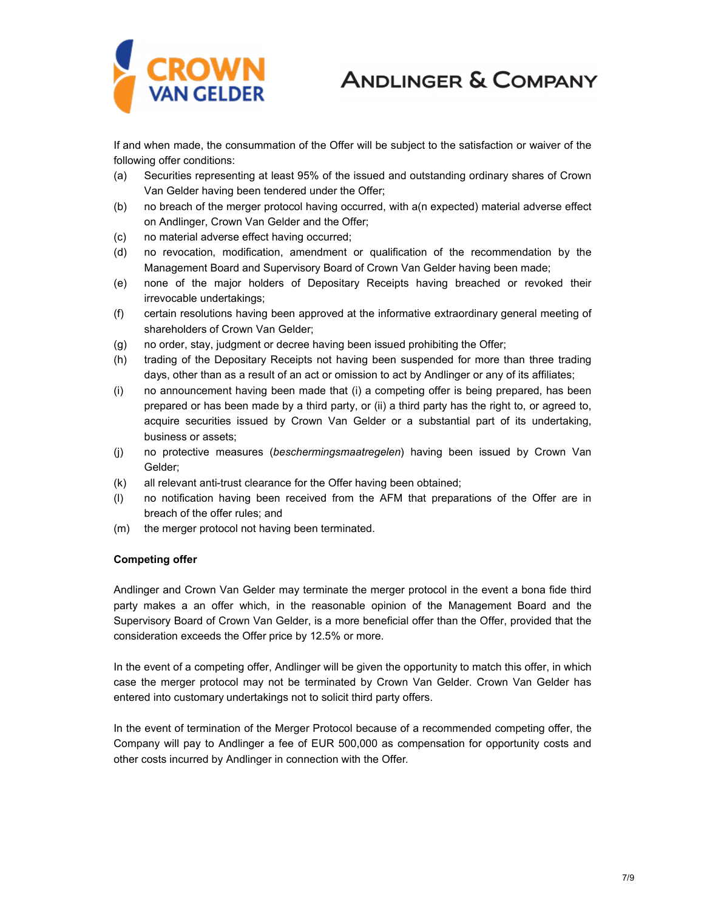If and when made, the consummation of the Offer will be subject to the satisfaction or waiver of the following offer conditions:

(a) Securities representing at least 95% of the issued and outstanding ordinary shares of Crown Van Gelder having been tendered under the Offer;
(b) no breach of the merger protocol having occurred, with a(n expected) material adverse effect on Andlinger, Crown Van Gelder and the Offer;
(c) no material adverse effect having occurred;
(d) no revocation, modification, amendment or qualification of the recommendation by the Management Board and Supervisory Board of Crown Van Gelder having been made;
(e) none of the major holders of Depositary Receipts having breached or revoked their irrevocable undertakings;
(f) certain resolutions having been approved at the informative extraordinary general meeting of shareholders of Crown Van Gelder;
(g) no order, stay, judgment or decree having been issued prohibiting the Offer;
(h) trading of the Depositary Receipts not having been suspended for more than three trading days, other than as a result of an act or omission to act by Andlinger or any of its affiliates;
(i) no announcement having been made that (i) a competing offer is being prepared, has been prepared or has been made by a third party, or (ii) a third party has the right to, or agreed to, acquire securities issued by Crown Van Gelder or a substantial part of its undertaking, business or assets;
(j) no protective measures (*beschermingsmaatregelen*) having been issued by Crown Van Gelder;
(k) all relevant anti-trust clearance for the Offer having been obtained;
(l) no notification having been received from the AFM that preparations of the Offer are in breach of the offer rules; and
(m) the merger protocol not having been terminated.

**Competing offer**

Andlinger and Crown Van Gelder may terminate the merger protocol in the event a bona fide third party makes a an offer which, in the reasonable opinion of the Management Board and the Supervisory Board of Crown Van Gelder, is a more beneficial offer than the Offer, provided that the consideration exceeds the Offer price by 12.5% or more.

In the event of a competing offer, Andlinger will be given the opportunity to match this offer, in which case the merger protocol may not be terminated by Crown Van Gelder. Crown Van Gelder has entered into customary undertakings not to solicit third party offers.

In the event of termination of the Merger Protocol because of a recommended competing offer, the Company will pay to Andlinger a fee of EUR 500,000 as compensation for opportunity costs and other costs incurred by Andlinger in connection with the Offer.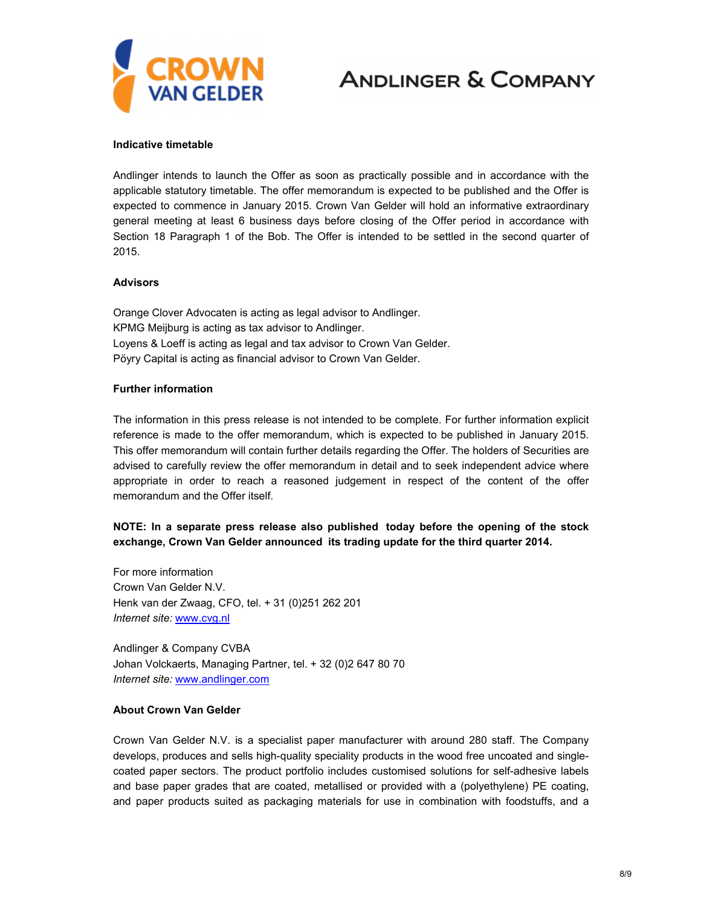**Indicative timetable**

Andlinger intends to launch the Offer as soon as practically possible and in accordance with the applicable statutory timetable. The offer memorandum is expected to be published and the Offer is expected to commence in January 2015. Crown Van Gelder will hold an informative extraordinary general meeting at least 6 business days before closing of the Offer period in accordance with Section 18 Paragraph 1 of the Bob. The Offer is intended to be settled in the second quarter of 2015.

**Advisors**

Orange Clover Advocaten is acting as legal advisor to Andlinger.
KPMG Meijburg is acting as tax advisor to Andlinger.
Loyens & Loeff is acting as legal and tax advisor to Crown Van Gelder.
Pöyry Capital is acting as financial advisor to Crown Van Gelder.

**Further information**

The information in this press release is not intended to be complete. For further information explicit reference is made to the offer memorandum, which is expected to be published in January 2015. This offer memorandum will contain further details regarding the Offer. The holders of Securities are advised to carefully review the offer memorandum in detail and to seek independent advice where appropriate in order to reach a reasoned judgement in respect of the content of the offer memorandum and the Offer itself.

**NOTE: In a separate press release also published today before the opening of the stock exchange, Crown Van Gelder announced its trading update for the third quarter 2014.**

For more information
Crown Van Gelder N.V.
Henk van der Zwaag, CFO, tel. + 31 (0)251 262 201
*Internet site:* www.cvg.nl

Andlinger & Company CVBA
Johan Volckaerts, Managing Partner, tel. + 32 (0)2 647 80 70
*Internet site:* www.andlinger.com

**About Crown Van Gelder**

Crown Van Gelder N.V. is a specialist paper manufacturer with around 280 staff. The Company develops, produces and sells high-quality speciality products in the wood free uncoated and single-coated paper sectors. The product portfolio includes customised solutions for self-adhesive labels and base paper grades that are coated, metallised or provided with a (polyethylene) PE coating, and paper products suited as packaging materials for use in combination with foodstuffs, and a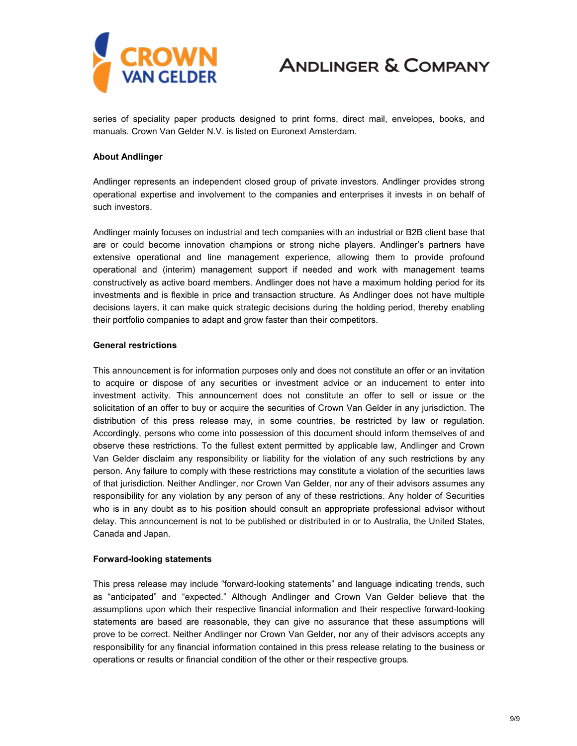series of speciality paper products designed to print forms, direct mail, envelopes, books, and manuals. Crown Van Gelder N.V. is listed on Euronext Amsterdam.

**About Andlinger**

Andlinger represents an independent closed group of private investors. Andlinger provides strong operational expertise and involvement to the companies and enterprises it invests in on behalf of such investors.

Andlinger mainly focuses on industrial and tech companies with an industrial or B2B client base that are or could become innovation champions or strong niche players. Andlinger's partners have extensive operational and line management experience, allowing them to provide profound operational and (interim) management support if needed and work with management teams constructively as active board members. Andlinger does not have a maximum holding period for its investments and is flexible in price and transaction structure. As Andlinger does not have multiple decisions layers, it can make quick strategic decisions during the holding period, thereby enabling their portfolio companies to adapt and grow faster than their competitors.

**General restrictions**

This announcement is for information purposes only and does not constitute an offer or an invitation to acquire or dispose of any securities or investment advice or an inducement to enter into investment activity. This announcement does not constitute an offer to sell or issue or the solicitation of an offer to buy or acquire the securities of Crown Van Gelder in any jurisdiction. The distribution of this press release may, in some countries, be restricted by law or regulation. Accordingly, persons who come into possession of this document should inform themselves of and observe these restrictions. To the fullest extent permitted by applicable law, Andlinger and Crown Van Gelder disclaim any responsibility or liability for the violation of any such restrictions by any person. Any failure to comply with these restrictions may constitute a violation of the securities laws of that jurisdiction. Neither Andlinger, nor Crown Van Gelder, nor any of their advisors assumes any responsibility for any violation by any person of any of these restrictions. Any holder of Securities who is in any doubt as to his position should consult an appropriate professional advisor without delay. This announcement is not to be published or distributed in or to Australia, the United States, Canada and Japan.

**Forward-looking statements**

This press release may include "forward-looking statements" and language indicating trends, such as "anticipated" and "expected." Although Andlinger and Crown Van Gelder believe that the assumptions upon which their respective financial information and their respective forward-looking statements are based are reasonable, they can give no assurance that these assumptions will prove to be correct. Neither Andlinger nor Crown Van Gelder, nor any of their advisors accepts any responsibility for any financial information contained in this press release relating to the business or operations or results or financial condition of the other or their respective groups.